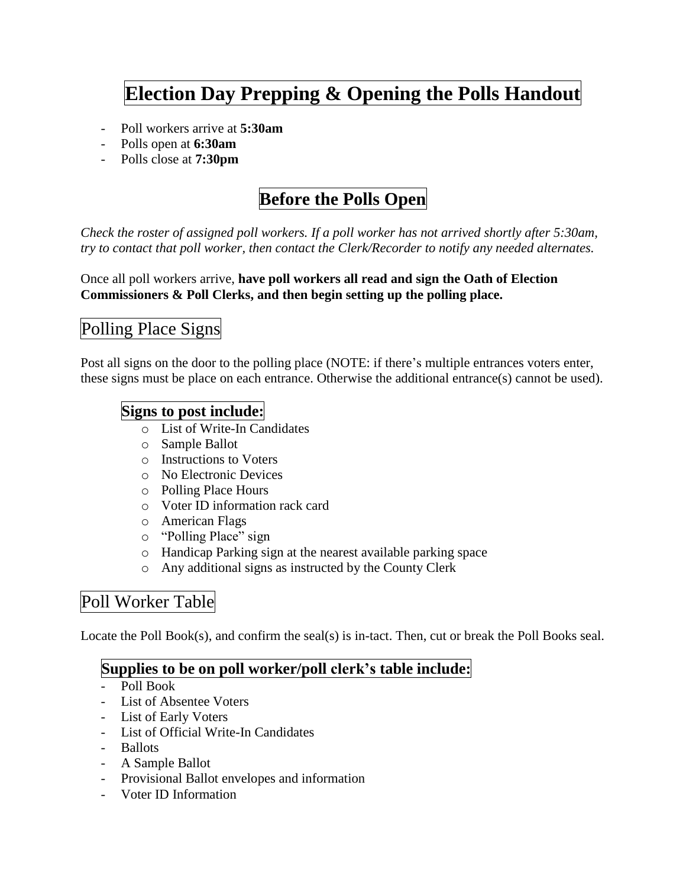# Election Day Prepping & Opening the Polls Handout

- Poll workers arrive at **5:30am**
- Polls open at **6:30am**
- Polls close at **7:30pm**

# Before the Polls Open

*Check the roster of assigned poll workers. If a poll worker has not arrived shortly after 5:30am, try to contact that poll worker, then contact the Clerk/Recorder to notify any needed alternates.*

Once all poll workers arrive, **have poll workers all read and sign the Oath of Election Commissioners & Poll Clerks, and then begin setting up the polling place.**

## Polling Place Signs

Post all signs on the door to the polling place (NOTE: if there's multiple entrances voters enter, these signs must be place on each entrance. Otherwise the additional entrance(s) cannot be used).

### Signs to post include:

- List of Write-In Candidates
- Sample Ballot
- Instructions to Voters
- No Electronic Devices
- Polling Place Hours
- Voter ID information rack card
- American Flags
- "Polling Place" sign
- Handicap Parking sign at the nearest available parking space
- Any additional signs as instructed by the County Clerk

## Poll Worker Table

Locate the Poll Book(s), and confirm the seal(s) is in-tact. Then, cut or break the Poll Books seal.

### Supplies to be on poll worker/poll clerk's table include:

- Poll Book
- List of Absentee Voters
- List of Early Voters
- List of Official Write-In Candidates
- Ballots
- A Sample Ballot
- Provisional Ballot envelopes and information
- Voter ID Information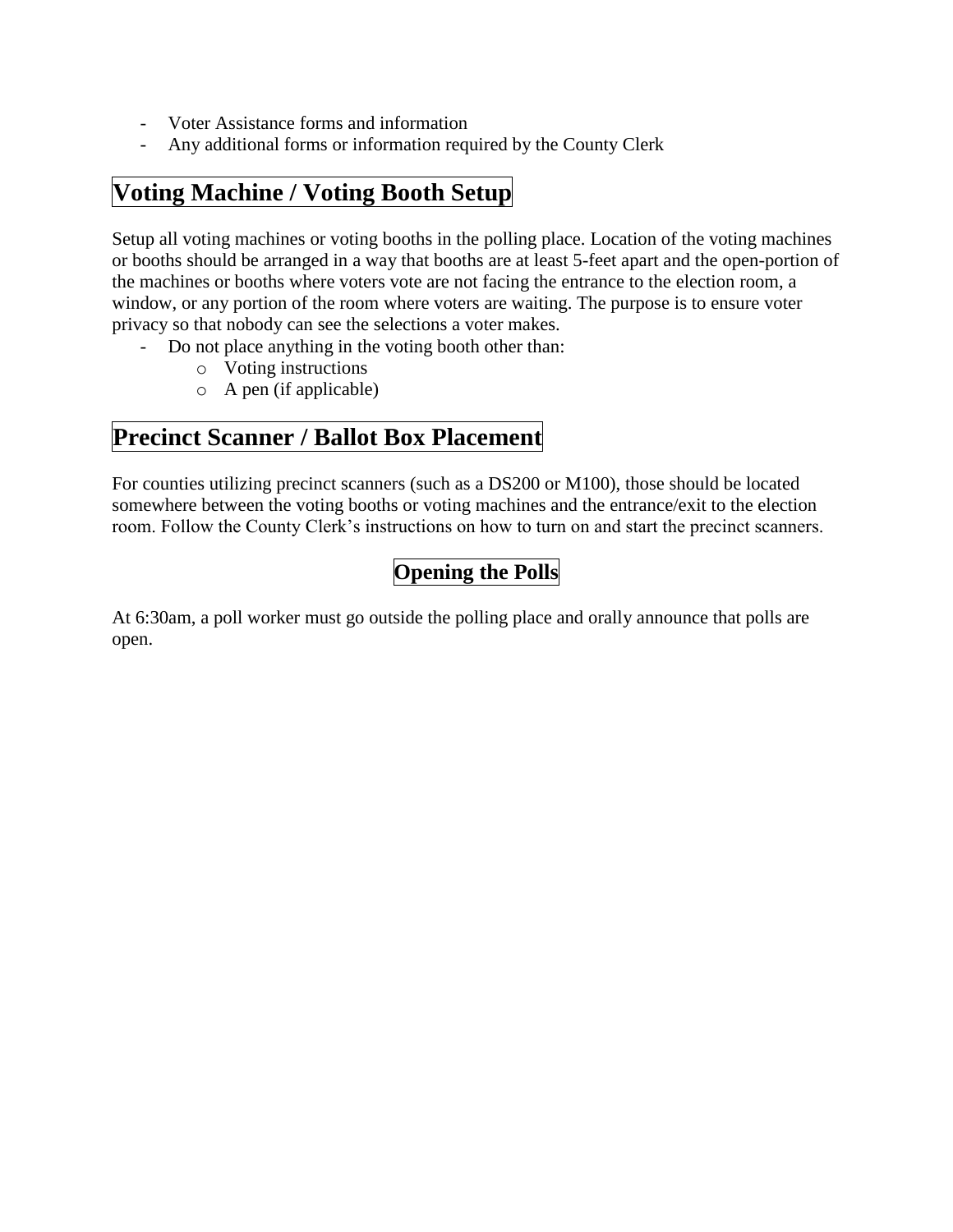- Voter Assistance forms and information
- Any additional forms or information required by the County Clerk

## Voting Machine / Voting Booth Setup

Setup all voting machines or voting booths in the polling place. Location of the voting machines or booths should be arranged in a way that booths are at least 5-feet apart and the open-portion of the machines or booths where voters vote are not facing the entrance to the election room, a window, or any portion of the room where voters are waiting. The purpose is to ensure voter privacy so that nobody can see the selections a voter makes.

- Do not place anything in the voting booth other than:
  - Voting instructions
  - A pen (if applicable)

## Precinct Scanner / Ballot Box Placement

For counties utilizing precinct scanners (such as a DS200 or M100), those should be located somewhere between the voting booths or voting machines and the entrance/exit to the election room. Follow the County Clerk's instructions on how to turn on and start the precinct scanners.

### Opening the Polls

At 6:30am, a poll worker must go outside the polling place and orally announce that polls are open.